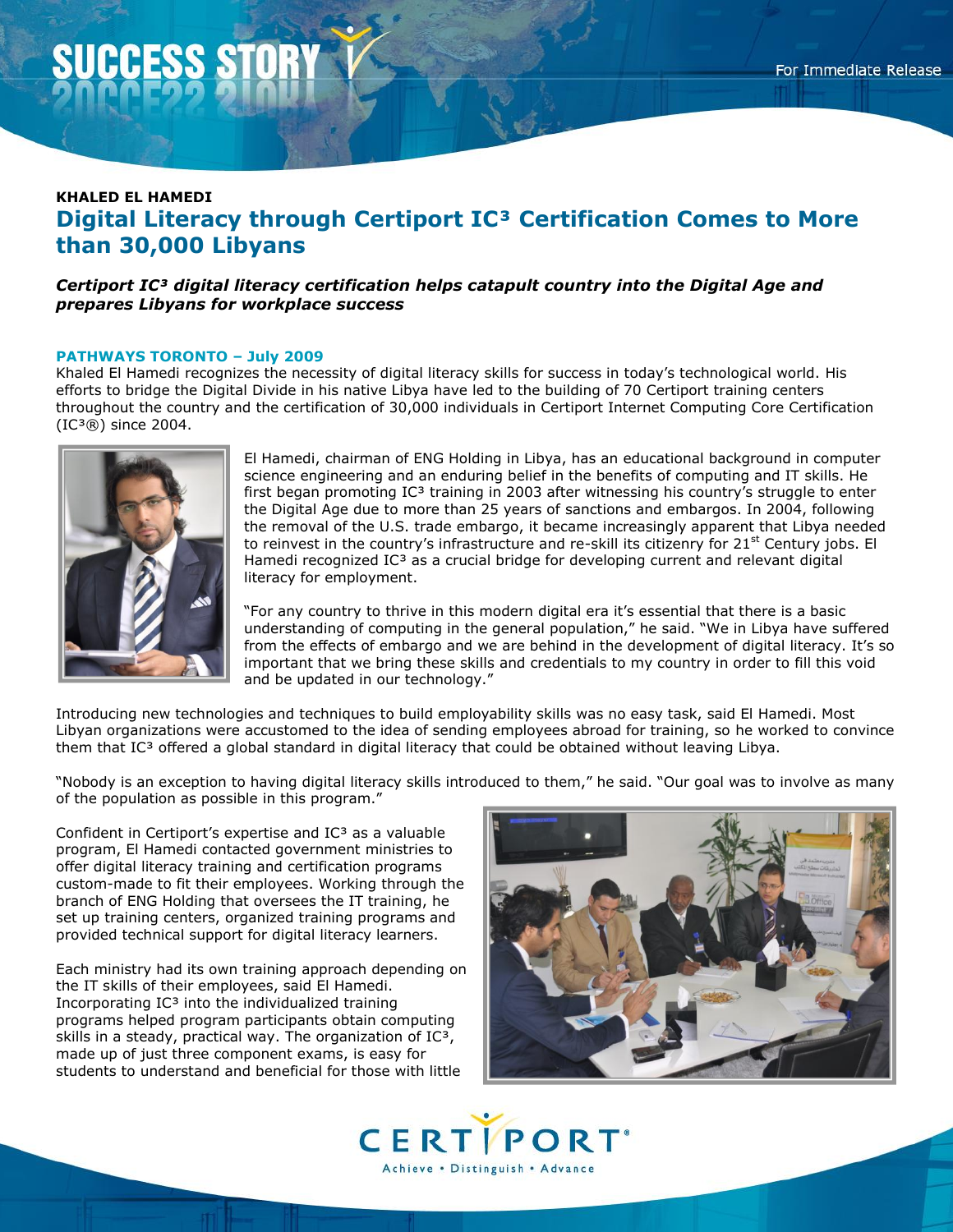SUCCESS STORY

For Immediate Release

**KHALED EL HAMEDI**

# Digital Literacy through Certiport IC³ Certification Comes to More than 30,000 Libyans

***Certiport IC³ digital literacy certification helps catapult country into the Digital Age and prepares Libyans for workplace success***

**PATHWAYS TORONTO – July 2009**

Khaled El Hamedi recognizes the necessity of digital literacy skills for success in today's technological world. His efforts to bridge the Digital Divide in his native Libya have led to the building of 70 Certiport training centers throughout the country and the certification of 30,000 individuals in Certiport Internet Computing Core Certification (IC³®) since 2004.

El Hamedi, chairman of ENG Holding in Libya, has an educational background in computer science engineering and an enduring belief in the benefits of computing and IT skills. He first began promoting IC³ training in 2003 after witnessing his country's struggle to enter the Digital Age due to more than 25 years of sanctions and embargos. In 2004, following the removal of the U.S. trade embargo, it became increasingly apparent that Libya needed to reinvest in the country's infrastructure and re-skill its citizenry for 21st Century jobs. El Hamedi recognized IC³ as a crucial bridge for developing current and relevant digital literacy for employment.

"For any country to thrive in this modern digital era it's essential that there is a basic understanding of computing in the general population," he said. "We in Libya have suffered from the effects of embargo and we are behind in the development of digital literacy. It's so important that we bring these skills and credentials to my country in order to fill this void and be updated in our technology."

Introducing new technologies and techniques to build employability skills was no easy task, said El Hamedi. Most Libyan organizations were accustomed to the idea of sending employees abroad for training, so he worked to convince them that IC³ offered a global standard in digital literacy that could be obtained without leaving Libya.

"Nobody is an exception to having digital literacy skills introduced to them," he said. "Our goal was to involve as many of the population as possible in this program."

Confident in Certiport's expertise and IC³ as a valuable program, El Hamedi contacted government ministries to offer digital literacy training and certification programs custom-made to fit their employees. Working through the branch of ENG Holding that oversees the IT training, he set up training centers, organized training programs and provided technical support for digital literacy learners.

Each ministry had its own training approach depending on the IT skills of their employees, said El Hamedi. Incorporating IC³ into the individualized training programs helped program participants obtain computing skills in a steady, practical way. The organization of IC³, made up of just three component exams, is easy for students to understand and beneficial for those with little

CERTIPORT®
Achieve • Distinguish • Advance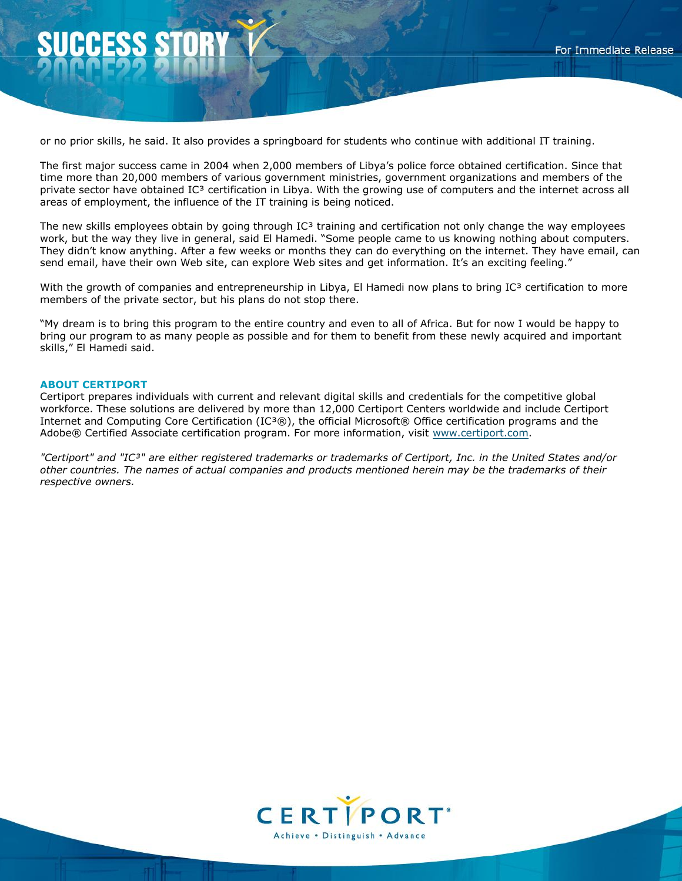or no prior skills, he said. It also provides a springboard for students who continue with additional IT training.

The first major success came in 2004 when 2,000 members of Libya's police force obtained certification. Since that time more than 20,000 members of various government ministries, government organizations and members of the private sector have obtained IC³ certification in Libya. With the growing use of computers and the internet across all areas of employment, the influence of the IT training is being noticed.

The new skills employees obtain by going through IC³ training and certification not only change the way employees work, but the way they live in general, said El Hamedi. "Some people came to us knowing nothing about computers. They didn't know anything. After a few weeks or months they can do everything on the internet. They have email, can send email, have their own Web site, can explore Web sites and get information. It's an exciting feeling."

With the growth of companies and entrepreneurship in Libya, El Hamedi now plans to bring IC³ certification to more members of the private sector, but his plans do not stop there.

"My dream is to bring this program to the entire country and even to all of Africa. But for now I would be happy to bring our program to as many people as possible and for them to benefit from these newly acquired and important skills," El Hamedi said.

**ABOUT CERTIPORT**

Certiport prepares individuals with current and relevant digital skills and credentials for the competitive global workforce. These solutions are delivered by more than 12,000 Certiport Centers worldwide and include Certiport Internet and Computing Core Certification (IC³®), the official Microsoft® Office certification programs and the Adobe® Certified Associate certification program. For more information, visit www.certiport.com.

*"Certiport" and "IC³" are either registered trademarks or trademarks of Certiport, Inc. in the United States and/or other countries. The names of actual companies and products mentioned herein may be the trademarks of their respective owners.*